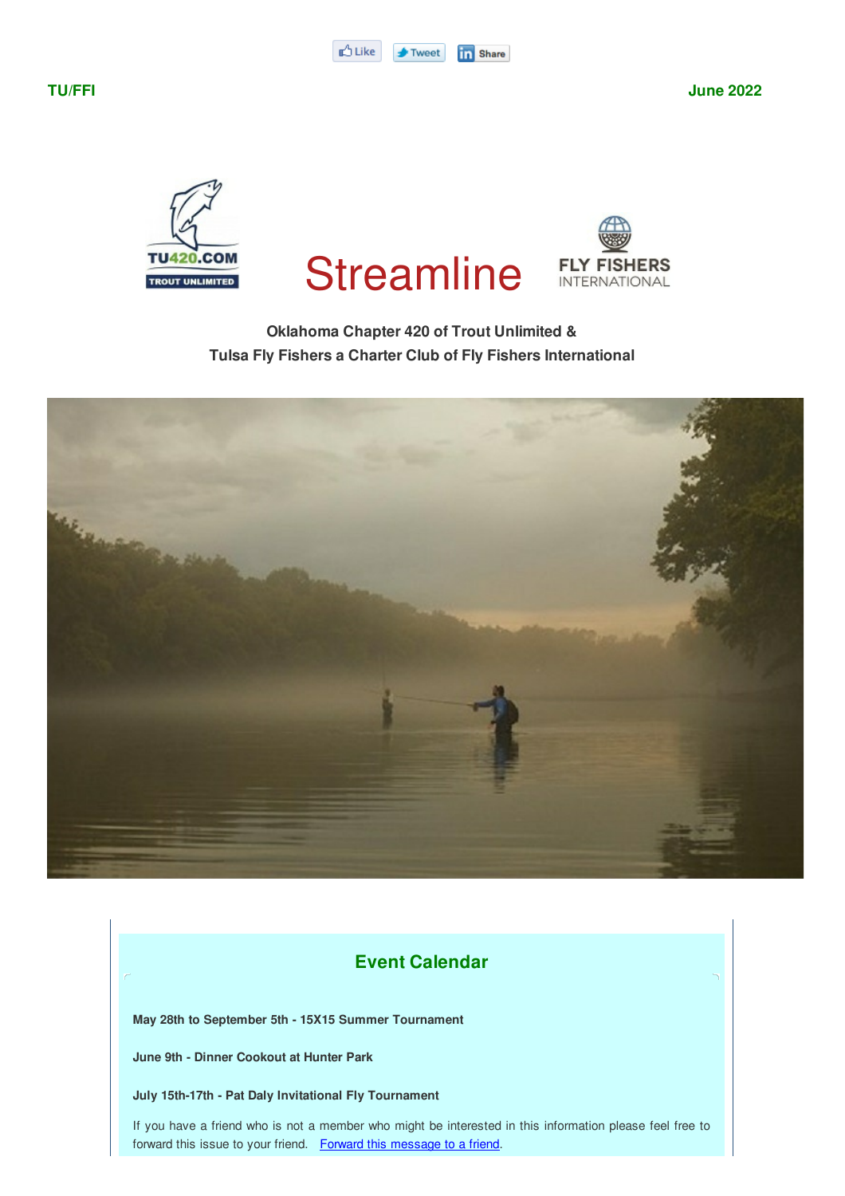Like Tweet Share

**TU/FFI** **June 2022**

# Streamline

**Oklahoma Chapter 420 of Trout Unlimited &**
**Tulsa Fly Fishers a Charter Club of Fly Fishers International**

## Event Calendar

**May 28th to September 5th - 15X15 Summer Tournament**

**June 9th - Dinner Cookout at Hunter Park**

**July 15th-17th - Pat Daly Invitational Fly Tournament**

If you have a friend who is not a member who might be interested in this information please feel free to forward this issue to your friend. [Forward this message to a friend](#).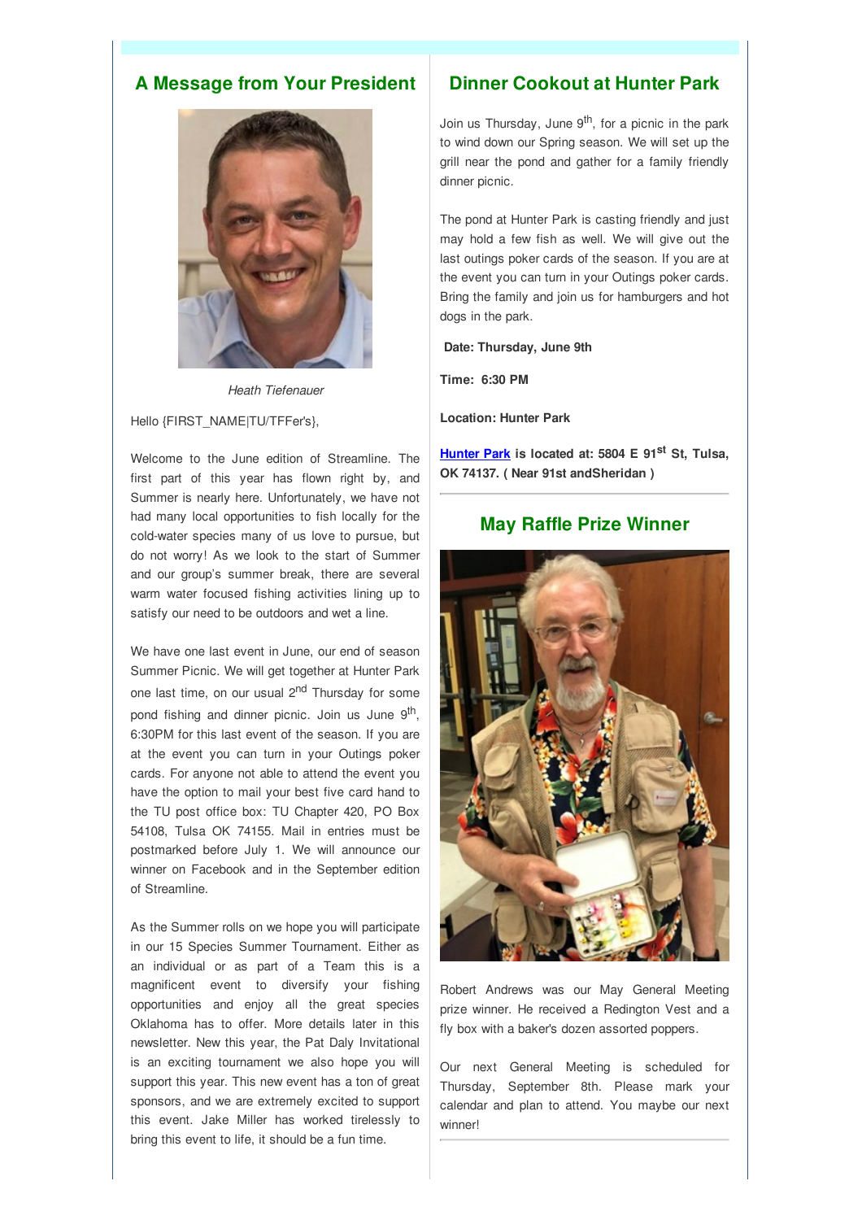## A Message from Your President

*Heath Tiefenauer*

Hello {FIRST_NAME|TU/TFFer's},

Welcome to the June edition of Streamline. The first part of this year has flown right by, and Summer is nearly here. Unfortunately, we have not had many local opportunities to fish locally for the cold-water species many of us love to pursue, but do not worry! As we look to the start of Summer and our group's summer break, there are several warm water focused fishing activities lining up to satisfy our need to be outdoors and wet a line.

We have one last event in June, our end of season Summer Picnic. We will get together at Hunter Park one last time, on our usual 2nd Thursday for some pond fishing and dinner picnic. Join us June 9th, 6:30PM for this last event of the season. If you are at the event you can turn in your Outings poker cards. For anyone not able to attend the event you have the option to mail your best five card hand to the TU post office box: TU Chapter 420, PO Box 54108, Tulsa OK 74155. Mail in entries must be postmarked before July 1. We will announce our winner on Facebook and in the September edition of Streamline.

As the Summer rolls on we hope you will participate in our 15 Species Summer Tournament. Either as an individual or as part of a Team this is a magnificent event to diversify your fishing opportunities and enjoy all the great species Oklahoma has to offer. More details later in this newsletter. New this year, the Pat Daly Invitational is an exciting tournament we also hope you will support this year. This new event has a ton of great sponsors, and we are extremely excited to support this event. Jake Miller has worked tirelessly to bring this event to life, it should be a fun time.

## Dinner Cookout at Hunter Park

Join us Thursday, June 9th, for a picnic in the park to wind down our Spring season. We will set up the grill near the pond and gather for a family friendly dinner picnic.

The pond at Hunter Park is casting friendly and just may hold a few fish as well. We will give out the last outings poker cards of the season. If you are at the event you can turn in your Outings poker cards. Bring the family and join us for hamburgers and hot dogs in the park.

**Date: Thursday, June 9th**

**Time: 6:30 PM**

**Location: Hunter Park**

**Hunter Park is located at: 5804 E 91st St, Tulsa, OK 74137. ( Near 91st andSheridan )**

## May Raffle Prize Winner

Robert Andrews was our May General Meeting prize winner. He received a Redington Vest and a fly box with a baker's dozen assorted poppers.

Our next General Meeting is scheduled for Thursday, September 8th. Please mark your calendar and plan to attend. You maybe our next winner!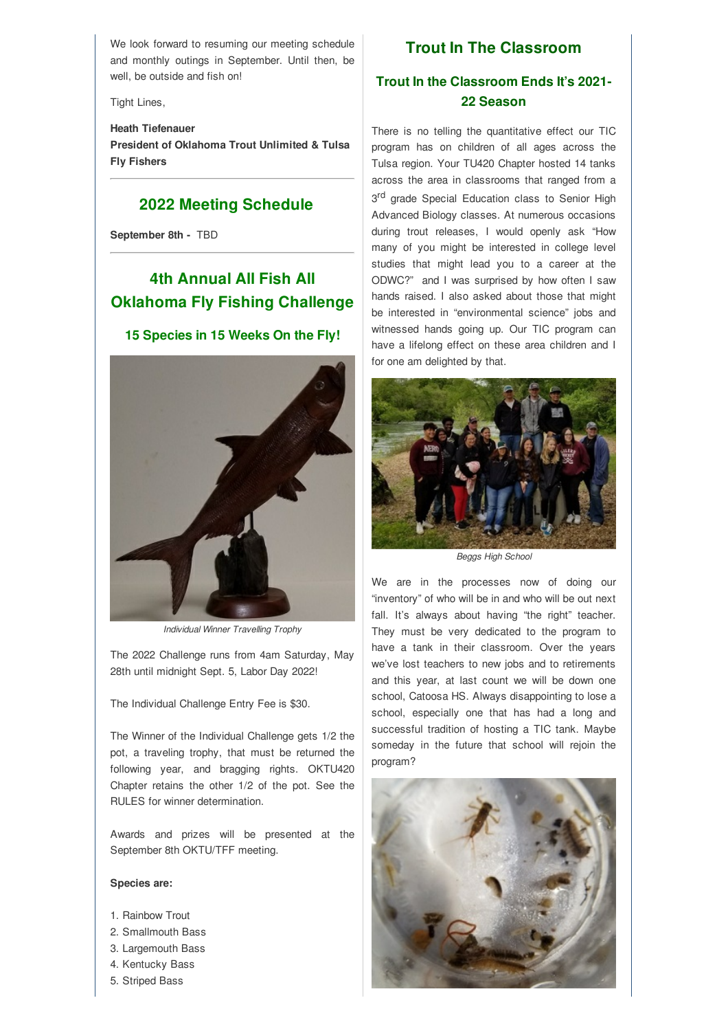We look forward to resuming our meeting schedule and monthly outings in September. Until then, be well, be outside and fish on!

Tight Lines,

**Heath Tiefenauer**
**President of Oklahoma Trout Unlimited & Tulsa Fly Fishers**

## 2022 Meeting Schedule

**September 8th -** TBD

## 4th Annual All Fish All Oklahoma Fly Fishing Challenge

### 15 Species in 15 Weeks On the Fly!

*Individual Winner Travelling Trophy*

The 2022 Challenge runs from 4am Saturday, May 28th until midnight Sept. 5, Labor Day 2022!

The Individual Challenge Entry Fee is $30.

The Winner of the Individual Challenge gets 1/2 the pot, a traveling trophy, that must be returned the following year, and bragging rights. OKTU420 Chapter retains the other 1/2 of the pot. See the RULES for winner determination.

Awards and prizes will be presented at the September 8th OKTU/TFF meeting.

**Species are:**

1. Rainbow Trout
2. Smallmouth Bass
3. Largemouth Bass
4. Kentucky Bass
5. Striped Bass

## Trout In The Classroom

### Trout In the Classroom Ends It's 2021-22 Season

There is no telling the quantitative effect our TIC program has on children of all ages across the Tulsa region. Your TU420 Chapter hosted 14 tanks across the area in classrooms that ranged from a 3rd grade Special Education class to Senior High Advanced Biology classes. At numerous occasions during trout releases, I would openly ask "How many of you might be interested in college level studies that might lead you to a career at the ODWC?" and I was surprised by how often I saw hands raised. I also asked about those that might be interested in "environmental science" jobs and witnessed hands going up. Our TIC program can have a lifelong effect on these area children and I for one am delighted by that.

*Beggs High School*

We are in the processes now of doing our "inventory" of who will be in and who will be out next fall. It's always about having "the right" teacher. They must be very dedicated to the program to have a tank in their classroom. Over the years we've lost teachers to new jobs and to retirements and this year, at last count we will be down one school, Catoosa HS. Always disappointing to lose a school, especially one that has had a long and successful tradition of hosting a TIC tank. Maybe someday in the future that school will rejoin the program?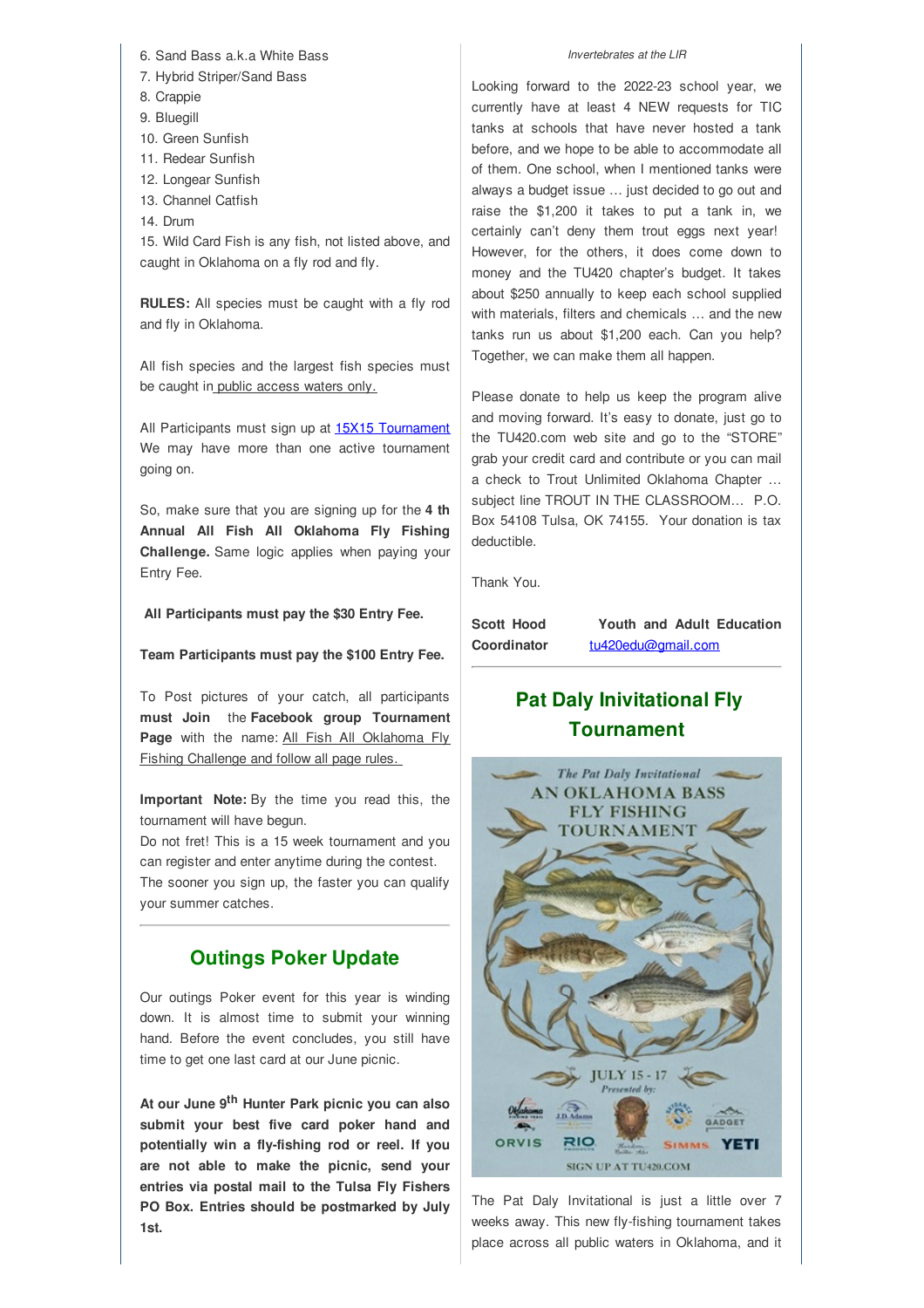6. Sand Bass a.k.a White Bass
7. Hybrid Striper/Sand Bass
8. Crappie
9. Bluegill
10. Green Sunfish
11. Redear Sunfish
12. Longear Sunfish
13. Channel Catfish
14. Drum
15. Wild Card Fish is any fish, not listed above, and caught in Oklahoma on a fly rod and fly.

**RULES:** All species must be caught with a fly rod and fly in Oklahoma.

All fish species and the largest fish species must be caught in public access waters only.

All Participants must sign up at 15X15 Tournament We may have more than one active tournament going on.

So, make sure that you are signing up for the **4 th Annual All Fish All Oklahoma Fly Fishing Challenge.** Same logic applies when paying your Entry Fee.

**All Participants must pay the $30 Entry Fee.**

**Team Participants must pay the $100 Entry Fee.**

To Post pictures of your catch, all participants **must Join** the **Facebook group Tournament Page** with the name: All Fish All Oklahoma Fly Fishing Challenge and follow all page rules.

**Important Note:** By the time you read this, the tournament will have begun.
Do not fret! This is a 15 week tournament and you can register and enter anytime during the contest. The sooner you sign up, the faster you can qualify your summer catches.

## Outings Poker Update

Our outings Poker event for this year is winding down. It is almost time to submit your winning hand. Before the event concludes, you still have time to get one last card at our June picnic.

**At our June 9th Hunter Park picnic you can also submit your best five card poker hand and potentially win a fly-fishing rod or reel. If you are not able to make the picnic, send your entries via postal mail to the Tulsa Fly Fishers PO Box. Entries should be postmarked by July 1st.**

*Invertebrates at the LIR*

Looking forward to the 2022-23 school year, we currently have at least 4 NEW requests for TIC tanks at schools that have never hosted a tank before, and we hope to be able to accommodate all of them. One school, when I mentioned tanks were always a budget issue … just decided to go out and raise the $1,200 it takes to put a tank in, we certainly can't deny them trout eggs next year! However, for the others, it does come down to money and the TU420 chapter's budget. It takes about $250 annually to keep each school supplied with materials, filters and chemicals … and the new tanks run us about $1,200 each. Can you help? Together, we can make them all happen.

Please donate to help us keep the program alive and moving forward. It's easy to donate, just go to the TU420.com web site and go to the "STORE" grab your credit card and contribute or you can mail a check to Trout Unlimited Oklahoma Chapter … subject line TROUT IN THE CLASSROOM… P.O. Box 54108 Tulsa, OK 74155. Your donation is tax deductible.

Thank You.

**Scott Hood Youth and Adult Education Coordinator** tu420edu@gmail.com

## Pat Daly Inivitational Fly Tournament

The Pat Daly Invitational is just a little over 7 weeks away. This new fly-fishing tournament takes place across all public waters in Oklahoma, and it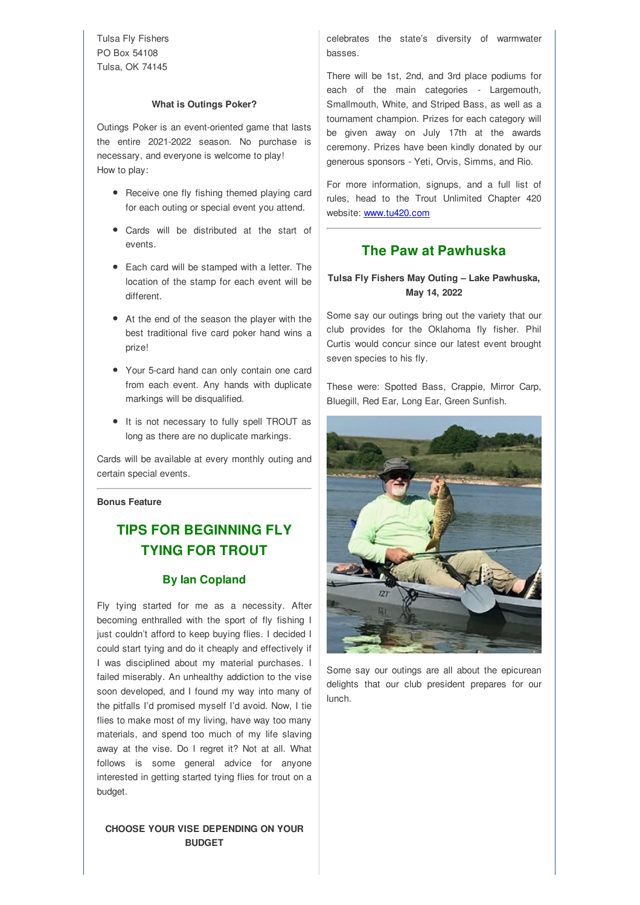Tulsa Fly Fishers
PO Box 54108
Tulsa, OK 74145

**What is Outings Poker?**

Outings Poker is an event-oriented game that lasts the entire 2021-2022 season. No purchase is necessary, and everyone is welcome to play!
How to play:

- Receive one fly fishing themed playing card for each outing or special event you attend.
- Cards will be distributed at the start of events.
- Each card will be stamped with a letter. The location of the stamp for each event will be different.
- At the end of the season the player with the best traditional five card poker hand wins a prize!
- Your 5-card hand can only contain one card from each event. Any hands with duplicate markings will be disqualified.
- It is not necessary to fully spell TROUT as long as there are no duplicate markings.

Cards will be available at every monthly outing and certain special events.

---

**Bonus Feature**

## TIPS FOR BEGINNING FLY TYING FOR TROUT

### By Ian Copland

Fly tying started for me as a necessity. After becoming enthralled with the sport of fly fishing I just couldn't afford to keep buying flies. I decided I could start tying and do it cheaply and effectively if I was disciplined about my material purchases. I failed miserably. An unhealthy addiction to the vise soon developed, and I found my way into many of the pitfalls I'd promised myself I'd avoid. Now, I tie flies to make most of my living, have way too many materials, and spend too much of my life slaving away at the vise. Do I regret it? Not at all. What follows is some general advice for anyone interested in getting started tying flies for trout on a budget.

**CHOOSE YOUR VISE DEPENDING ON YOUR BUDGET**

celebrates the state's diversity of warmwater basses.

There will be 1st, 2nd, and 3rd place podiums for each of the main categories - Largemouth, Smallmouth, White, and Striped Bass, as well as a tournament champion. Prizes for each category will be given away on July 17th at the awards ceremony. Prizes have been kindly donated by our generous sponsors - Yeti, Orvis, Simms, and Rio.

For more information, signups, and a full list of rules, head to the Trout Unlimited Chapter 420 website: www.tu420.com

---

## The Paw at Pawhuska

**Tulsa Fly Fishers May Outing – Lake Pawhuska, May 14, 2022**

Some say our outings bring out the variety that our club provides for the Oklahoma fly fisher. Phil Curtis would concur since our latest event brought seven species to his fly.

These were: Spotted Bass, Crappie, Mirror Carp, Bluegill, Red Ear, Long Ear, Green Sunfish.

Some say our outings are all about the epicurean delights that our club president prepares for our lunch.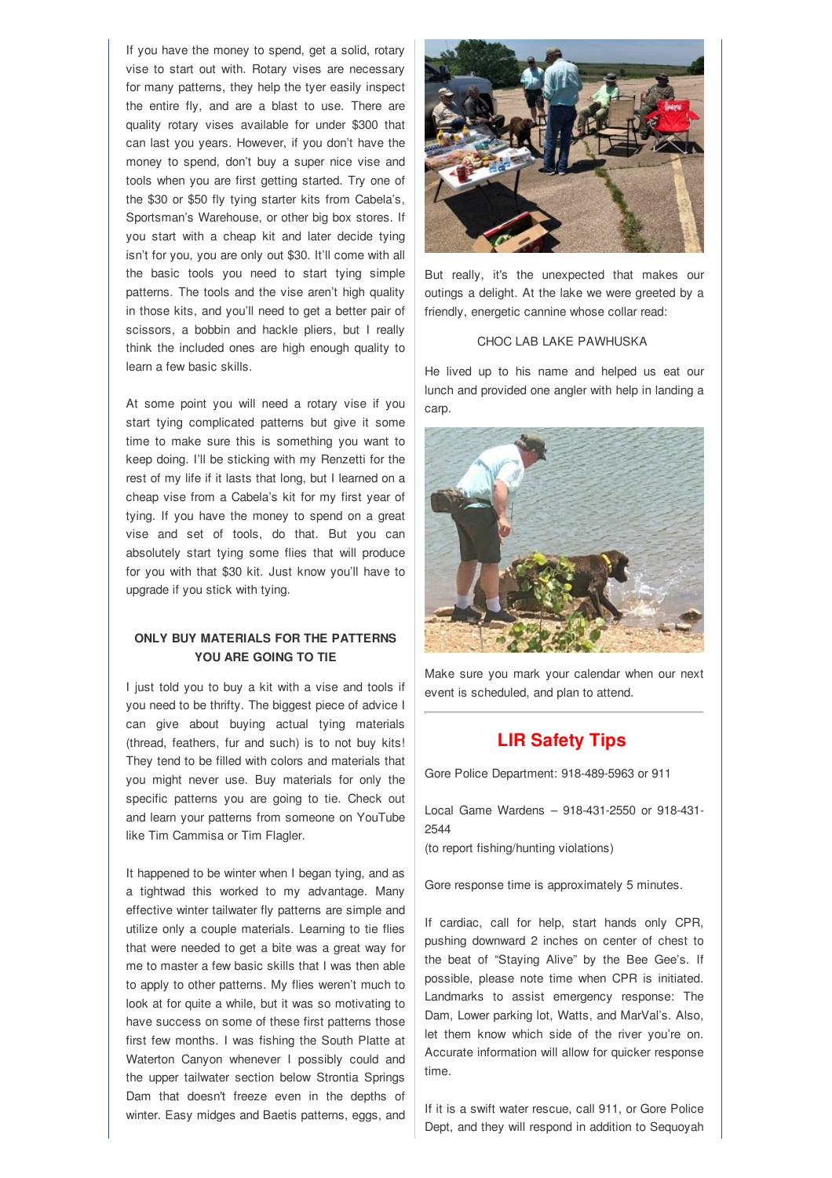If you have the money to spend, get a solid, rotary vise to start out with. Rotary vises are necessary for many patterns, they help the tyer easily inspect the entire fly, and are a blast to use. There are quality rotary vises available for under $300 that can last you years. However, if you don't have the money to spend, don't buy a super nice vise and tools when you are first getting started. Try one of the $30 or $50 fly tying starter kits from Cabela's, Sportsman's Warehouse, or other big box stores. If you start with a cheap kit and later decide tying isn't for you, you are only out $30. It'll come with all the basic tools you need to start tying simple patterns. The tools and the vise aren't high quality in those kits, and you'll need to get a better pair of scissors, a bobbin and hackle pliers, but I really think the included ones are high enough quality to learn a few basic skills.

At some point you will need a rotary vise if you start tying complicated patterns but give it some time to make sure this is something you want to keep doing. I'll be sticking with my Renzetti for the rest of my life if it lasts that long, but I learned on a cheap vise from a Cabela's kit for my first year of tying. If you have the money to spend on a great vise and set of tools, do that. But you can absolutely start tying some flies that will produce for you with that $30 kit. Just know you'll have to upgrade if you stick with tying.

**ONLY BUY MATERIALS FOR THE PATTERNS YOU ARE GOING TO TIE**

I just told you to buy a kit with a vise and tools if you need to be thrifty. The biggest piece of advice I can give about buying actual tying materials (thread, feathers, fur and such) is to not buy kits! They tend to be filled with colors and materials that you might never use. Buy materials for only the specific patterns you are going to tie. Check out and learn your patterns from someone on YouTube like Tim Cammisa or Tim Flagler.

It happened to be winter when I began tying, and as a tightwad this worked to my advantage. Many effective winter tailwater fly patterns are simple and utilize only a couple materials. Learning to tie flies that were needed to get a bite was a great way for me to master a few basic skills that I was then able to apply to other patterns. My flies weren't much to look at for quite a while, but it was so motivating to have success on some of these first patterns those first few months. I was fishing the South Platte at Waterton Canyon whenever I possibly could and the upper tailwater section below Strontia Springs Dam that doesn't freeze even in the depths of winter. Easy midges and Baetis patterns, eggs, and

But really, it's the unexpected that makes our outings a delight. At the lake we were greeted by a friendly, energetic cannine whose collar read:

CHOC LAB LAKE PAWHUSKA

He lived up to his name and helped us eat our lunch and provided one angler with help in landing a carp.

Make sure you mark your calendar when our next event is scheduled, and plan to attend.

---

## LIR Safety Tips

Gore Police Department: 918-489-5963 or 911

Local Game Wardens – 918-431-2550 or 918-431-2544
(to report fishing/hunting violations)

Gore response time is approximately 5 minutes.

If cardiac, call for help, start hands only CPR, pushing downward 2 inches on center of chest to the beat of "Staying Alive" by the Bee Gee's. If possible, please note time when CPR is initiated. Landmarks to assist emergency response: The Dam, Lower parking lot, Watts, and MarVal's. Also, let them know which side of the river you're on. Accurate information will allow for quicker response time.

If it is a swift water rescue, call 911, or Gore Police Dept, and they will respond in addition to Sequoyah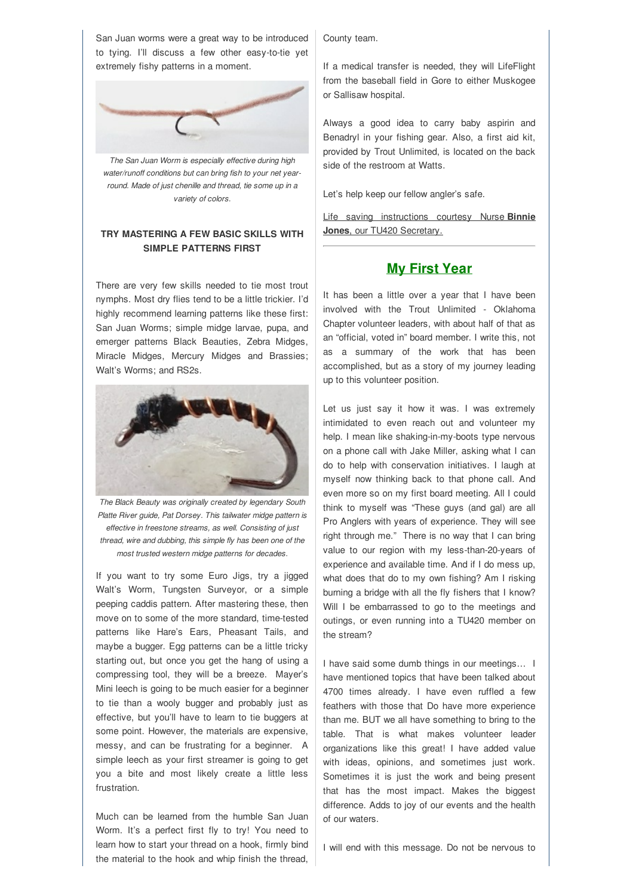San Juan worms were a great way to be introduced to tying. I'll discuss a few other easy-to-tie yet extremely fishy patterns in a moment.

*The San Juan Worm is especially effective during high water/runoff conditions but can bring fish to your net year-round. Made of just chenille and thread, tie some up in a variety of colors.*

**TRY MASTERING A FEW BASIC SKILLS WITH SIMPLE PATTERNS FIRST**

There are very few skills needed to tie most trout nymphs. Most dry flies tend to be a little trickier. I'd highly recommend learning patterns like these first: San Juan Worms; simple midge larvae, pupa, and emerger patterns Black Beauties, Zebra Midges, Miracle Midges, Mercury Midges and Brassies; Walt's Worms; and RS2s.

*The Black Beauty was originally created by legendary South Platte River guide, Pat Dorsey. This tailwater midge pattern is effective in freestone streams, as well. Consisting of just thread, wire and dubbing, this simple fly has been one of the most trusted western midge patterns for decades.*

If you want to try some Euro Jigs, try a jigged Walt's Worm, Tungsten Surveyor, or a simple peeping caddis pattern. After mastering these, then move on to some of the more standard, time-tested patterns like Hare's Ears, Pheasant Tails, and maybe a bugger. Egg patterns can be a little tricky starting out, but once you get the hang of using a compressing tool, they will be a breeze. Mayer's Mini leech is going to be much easier for a beginner to tie than a wooly bugger and probably just as effective, but you'll have to learn to tie buggers at some point. However, the materials are expensive, messy, and can be frustrating for a beginner. A simple leech as your first streamer is going to get you a bite and most likely create a little less frustration.

Much can be learned from the humble San Juan Worm. It's a perfect first fly to try! You need to learn how to start your thread on a hook, firmly bind the material to the hook and whip finish the thread,

County team.

If a medical transfer is needed, they will LifeFlight from the baseball field in Gore to either Muskogee or Sallisaw hospital.

Always a good idea to carry baby aspirin and Benadryl in your fishing gear. Also, a first aid kit, provided by Trout Unlimited, is located on the back side of the restroom at Watts.

Let's help keep our fellow angler's safe.

Life saving instructions courtesy Nurse **Binnie Jones**, our TU420 Secretary.

---

## My First Year

It has been a little over a year that I have been involved with the Trout Unlimited - Oklahoma Chapter volunteer leaders, with about half of that as an "official, voted in" board member. I write this, not as a summary of the work that has been accomplished, but as a story of my journey leading up to this volunteer position.

Let us just say it how it was. I was extremely intimidated to even reach out and volunteer my help. I mean like shaking-in-my-boots type nervous on a phone call with Jake Miller, asking what I can do to help with conservation initiatives. I laugh at myself now thinking back to that phone call. And even more so on my first board meeting. All I could think to myself was "These guys (and gal) are all Pro Anglers with years of experience. They will see right through me." There is no way that I can bring value to our region with my less-than-20-years of experience and available time. And if I do mess up, what does that do to my own fishing? Am I risking burning a bridge with all the fly fishers that I know? Will I be embarrassed to go to the meetings and outings, or even running into a TU420 member on the stream?

I have said some dumb things in our meetings… I have mentioned topics that have been talked about 4700 times already. I have even ruffled a few feathers with those that Do have more experience than me. BUT we all have something to bring to the table. That is what makes volunteer leader organizations like this great! I have added value with ideas, opinions, and sometimes just work. Sometimes it is just the work and being present that has the most impact. Makes the biggest difference. Adds to joy of our events and the health of our waters.

I will end with this message. Do not be nervous to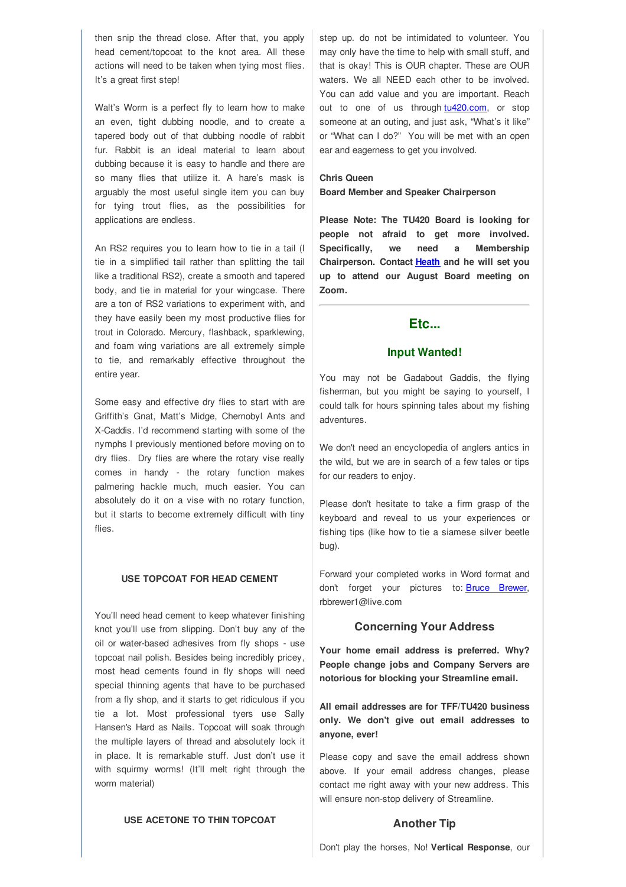then snip the thread close. After that, you apply head cement/topcoat to the knot area. All these actions will need to be taken when tying most flies. It's a great first step!

Walt's Worm is a perfect fly to learn how to make an even, tight dubbing noodle, and to create a tapered body out of that dubbing noodle of rabbit fur. Rabbit is an ideal material to learn about dubbing because it is easy to handle and there are so many flies that utilize it. A hare's mask is arguably the most useful single item you can buy for tying trout flies, as the possibilities for applications are endless.

An RS2 requires you to learn how to tie in a tail (I tie in a simplified tail rather than splitting the tail like a traditional RS2), create a smooth and tapered body, and tie in material for your wingcase. There are a ton of RS2 variations to experiment with, and they have easily been my most productive flies for trout in Colorado. Mercury, flashback, sparklewing, and foam wing variations are all extremely simple to tie, and remarkably effective throughout the entire year.

Some easy and effective dry flies to start with are Griffith's Gnat, Matt's Midge, Chernobyl Ants and X-Caddis. I'd recommend starting with some of the nymphs I previously mentioned before moving on to dry flies. Dry flies are where the rotary vise really comes in handy - the rotary function makes palmering hackle much, much easier. You can absolutely do it on a vise with no rotary function, but it starts to become extremely difficult with tiny flies.

**USE TOPCOAT FOR HEAD CEMENT**

You'll need head cement to keep whatever finishing knot you'll use from slipping. Don't buy any of the oil or water-based adhesives from fly shops - use topcoat nail polish. Besides being incredibly pricey, most head cements found in fly shops will need special thinning agents that have to be purchased from a fly shop, and it starts to get ridiculous if you tie a lot. Most professional tyers use Sally Hansen's Hard as Nails. Topcoat will soak through the multiple layers of thread and absolutely lock it in place. It is remarkable stuff. Just don't use it with squirmy worms! (It'll melt right through the worm material)

**USE ACETONE TO THIN TOPCOAT**

step up. do not be intimidated to volunteer. You may only have the time to help with small stuff, and that is okay! This is OUR chapter. These are OUR waters. We all NEED each other to be involved. You can add value and you are important. Reach out to one of us through tu420.com, or stop someone at an outing, and just ask, "What's it like" or "What can I do?" You will be met with an open ear and eagerness to get you involved.

**Chris Queen**
**Board Member and Speaker Chairperson**

**Please Note: The TU420 Board is looking for people not afraid to get more involved. Specifically, we need a Membership Chairperson. Contact Heath and he will set you up to attend our August Board meeting on Zoom.**

---

## Etc...

### Input Wanted!

You may not be Gadabout Gaddis, the flying fisherman, but you might be saying to yourself, I could talk for hours spinning tales about my fishing adventures.

We don't need an encyclopedia of anglers antics in the wild, but we are in search of a few tales or tips for our readers to enjoy.

Please don't hesitate to take a firm grasp of the keyboard and reveal to us your experiences or fishing tips (like how to tie a siamese silver beetle bug).

Forward your completed works in Word format and don't forget your pictures to: Bruce Brewer, rbbrewer1@live.com

### Concerning Your Address

**Your home email address is preferred. Why? People change jobs and Company Servers are notorious for blocking your Streamline email.**

**All email addresses are for TFF/TU420 business only. We don't give out email addresses to anyone, ever!**

Please copy and save the email address shown above. If your email address changes, please contact me right away with your new address. This will ensure non-stop delivery of Streamline.

### Another Tip

Don't play the horses, No! **Vertical Response**, our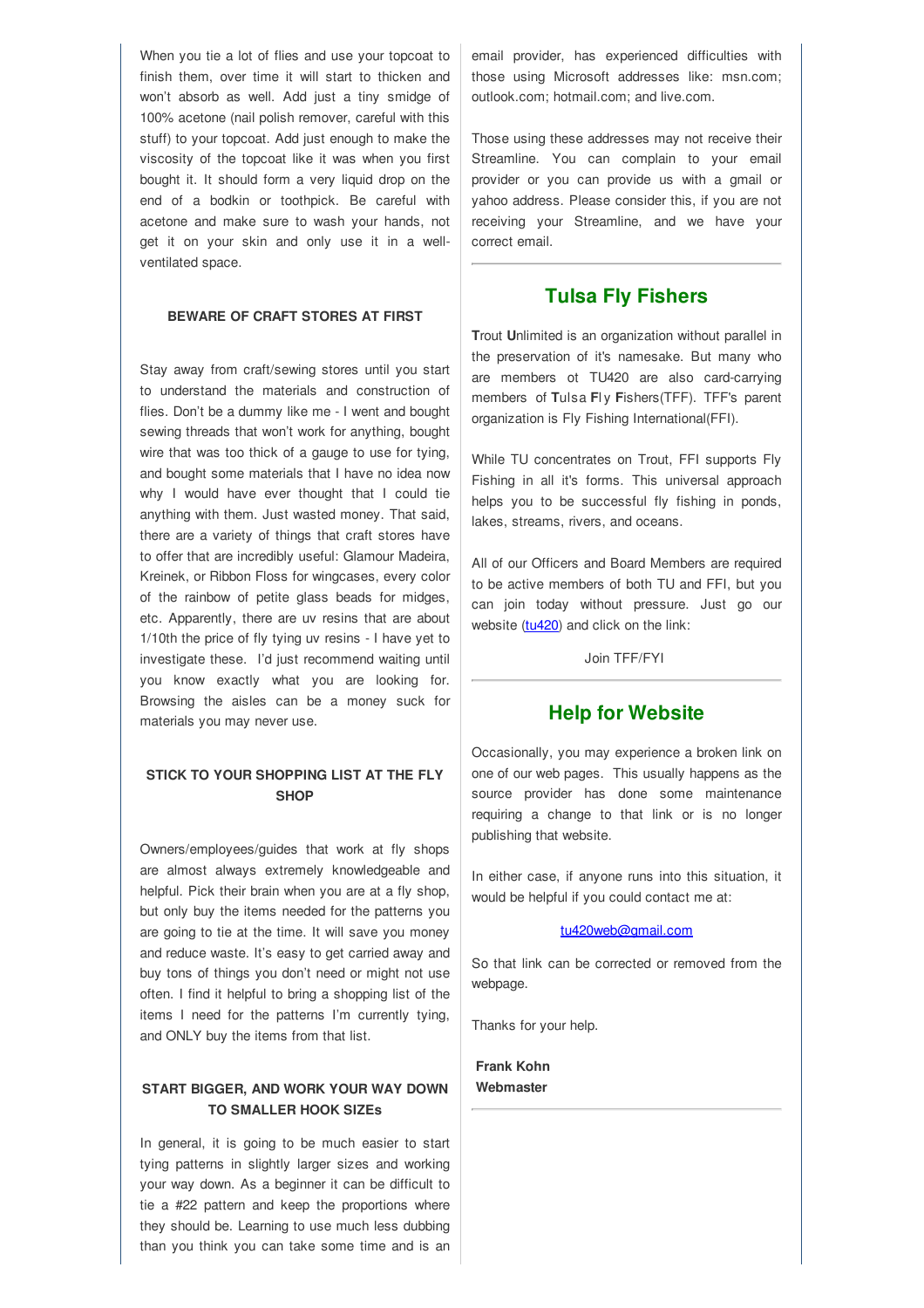When you tie a lot of flies and use your topcoat to finish them, over time it will start to thicken and won't absorb as well. Add just a tiny smidge of 100% acetone (nail polish remover, careful with this stuff) to your topcoat. Add just enough to make the viscosity of the topcoat like it was when you first bought it. It should form a very liquid drop on the end of a bodkin or toothpick. Be careful with acetone and make sure to wash your hands, not get it on your skin and only use it in a well-ventilated space.

**BEWARE OF CRAFT STORES AT FIRST**

Stay away from craft/sewing stores until you start to understand the materials and construction of flies. Don't be a dummy like me - I went and bought sewing threads that won't work for anything, bought wire that was too thick of a gauge to use for tying, and bought some materials that I have no idea now why I would have ever thought that I could tie anything with them. Just wasted money. That said, there are a variety of things that craft stores have to offer that are incredibly useful: Glamour Madeira, Kreinek, or Ribbon Floss for wingcases, every color of the rainbow of petite glass beads for midges, etc. Apparently, there are uv resins that are about 1/10th the price of fly tying uv resins - I have yet to investigate these. I'd just recommend waiting until you know exactly what you are looking for. Browsing the aisles can be a money suck for materials you may never use.

**STICK TO YOUR SHOPPING LIST AT THE FLY SHOP**

Owners/employees/guides that work at fly shops are almost always extremely knowledgeable and helpful. Pick their brain when you are at a fly shop, but only buy the items needed for the patterns you are going to tie at the time. It will save you money and reduce waste. It's easy to get carried away and buy tons of things you don't need or might not use often. I find it helpful to bring a shopping list of the items I need for the patterns I'm currently tying, and ONLY buy the items from that list.

**START BIGGER, AND WORK YOUR WAY DOWN TO SMALLER HOOK SIZEs**

In general, it is going to be much easier to start tying patterns in slightly larger sizes and working your way down. As a beginner it can be difficult to tie a #22 pattern and keep the proportions where they should be. Learning to use much less dubbing than you think you can take some time and is an

email provider, has experienced difficulties with those using Microsoft addresses like: msn.com; outlook.com; hotmail.com; and live.com.

Those using these addresses may not receive their Streamline. You can complain to your email provider or you can provide us with a gmail or yahoo address. Please consider this, if you are not receiving your Streamline, and we have your correct email.

---

## Tulsa Fly Fishers

**T**rout **U**nlimited is an organization without parallel in the preservation of it's namesake. But many who are members ot TU420 are also card-carrying members of **T**ulsa **F**ly **F**ishers(TFF). TFF's parent organization is Fly Fishing International(FFI).

While TU concentrates on Trout, FFI supports Fly Fishing in all it's forms. This universal approach helps you to be successful fly fishing in ponds, lakes, streams, rivers, and oceans.

All of our Officers and Board Members are required to be active members of both TU and FFI, but you can join today without pressure. Just go our website (tu420) and click on the link:

Join TFF/FYI

---

## Help for Website

Occasionally, you may experience a broken link on one of our web pages. This usually happens as the source provider has done some maintenance requiring a change to that link or is no longer publishing that website.

In either case, if anyone runs into this situation, it would be helpful if you could contact me at:

tu420web@gmail.com

So that link can be corrected or removed from the webpage.

Thanks for your help.

**Frank Kohn**
**Webmaster**

---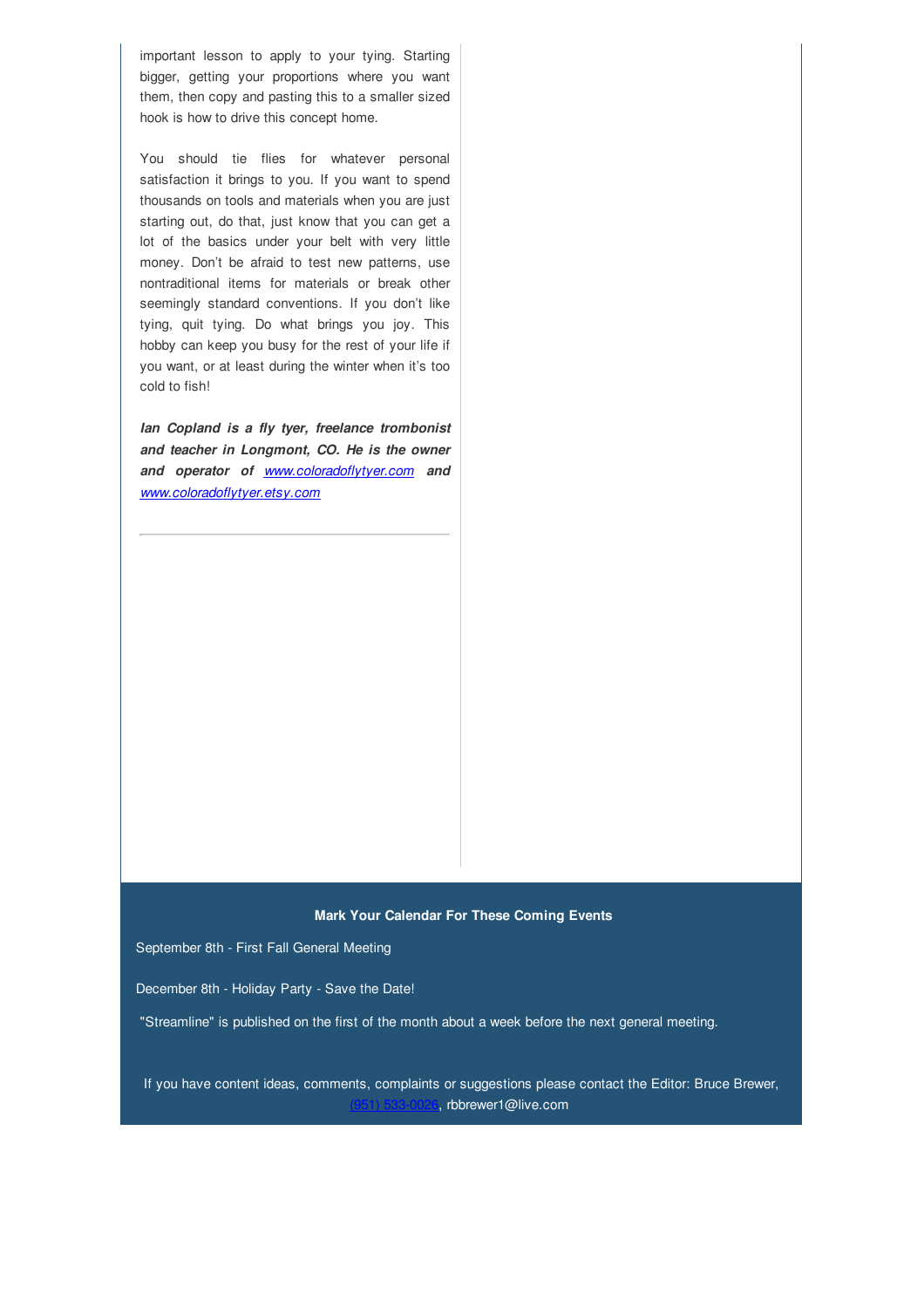important lesson to apply to your tying. Starting bigger, getting your proportions where you want them, then copy and pasting this to a smaller sized hook is how to drive this concept home.

You should tie flies for whatever personal satisfaction it brings to you. If you want to spend thousands on tools and materials when you are just starting out, do that, just know that you can get a lot of the basics under your belt with very little money. Don't be afraid to test new patterns, use nontraditional items for materials or break other seemingly standard conventions. If you don't like tying, quit tying. Do what brings you joy. This hobby can keep you busy for the rest of your life if you want, or at least during the winter when it's too cold to fish!

***Ian Copland is a fly tyer, freelance trombonist and teacher in Longmont, CO. He is the owner and operator of www.coloradoflytyer.com and www.coloradoflytyer.etsy.com***

---

**Mark Your Calendar For These Coming Events**

September 8th - First Fall General Meeting

December 8th - Holiday Party - Save the Date!

"Streamline" is published on the first of the month about a week before the next general meeting.

If you have content ideas, comments, complaints or suggestions please contact the Editor: Bruce Brewer, (951) 533-0026, rbbrewer1@live.com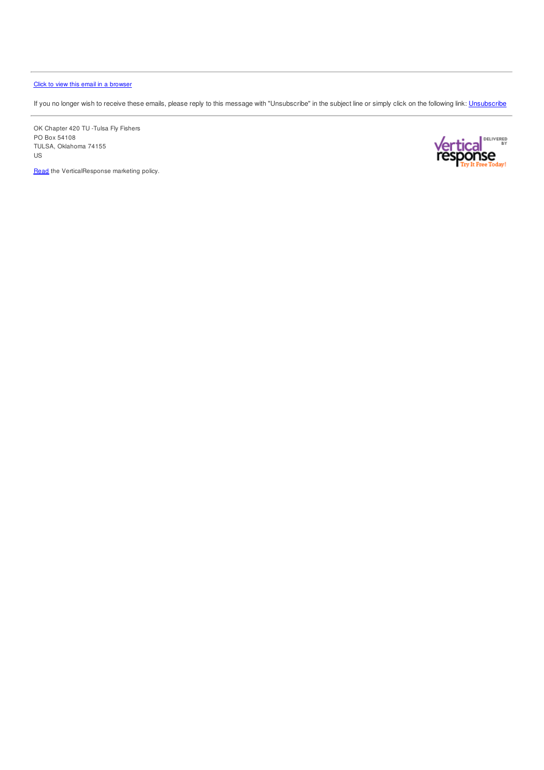---

Click to view this email in a browser

If you no longer wish to receive these emails, please reply to this message with "Unsubscribe" in the subject line or simply click on the following link: Unsubscribe

---

OK Chapter 420 TU -Tulsa Fly Fishers
PO Box 54108
TULSA, Oklahoma 74155
US

Read the VerticalResponse marketing policy.